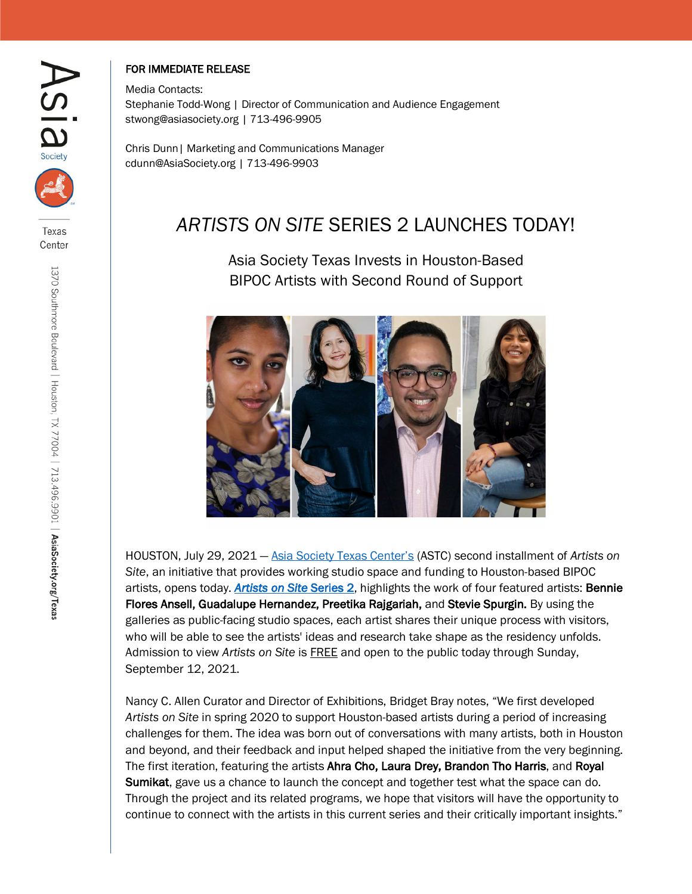FOR IMMEDIATE RELEASE

Media Contacts:
Stephanie Todd-Wong | Director of Communication and Audience Engagement
stwong@asiasociety.org | 713-496-9905

Chris Dunn | Marketing and Communications Manager
cdunn@AsiaSociety.org | 713-496-9903

# *ARTISTS ON SITE* SERIES 2 LAUNCHES TODAY!

## Asia Society Texas Invests in Houston-Based BIPOC Artists with Second Round of Support

HOUSTON, July 29, 2021 — Asia Society Texas Center's (ASTC) second installment of *Artists on Site*, an initiative that provides working studio space and funding to Houston-based BIPOC artists, opens today. ***Artists on Site* Series 2**, highlights the work of four featured artists: **Bennie Flores Ansell, Guadalupe Hernandez, Preetika Rajgariah,** and **Stevie Spurgin.** By using the galleries as public-facing studio spaces, each artist shares their unique process with visitors, who will be able to see the artists' ideas and research take shape as the residency unfolds. Admission to view *Artists on Site* is FREE and open to the public today through Sunday, September 12, 2021.

Nancy C. Allen Curator and Director of Exhibitions, Bridget Bray notes, "We first developed *Artists on Site* in spring 2020 to support Houston-based artists during a period of increasing challenges for them. The idea was born out of conversations with many artists, both in Houston and beyond, and their feedback and input helped shaped the initiative from the very beginning. The first iteration, featuring the artists **Ahra Cho, Laura Drey, Brandon Tho Harris**, and **Royal Sumikat**, gave us a chance to launch the concept and together test what the space can do. Through the project and its related programs, we hope that visitors will have the opportunity to continue to connect with the artists in this current series and their critically important insights."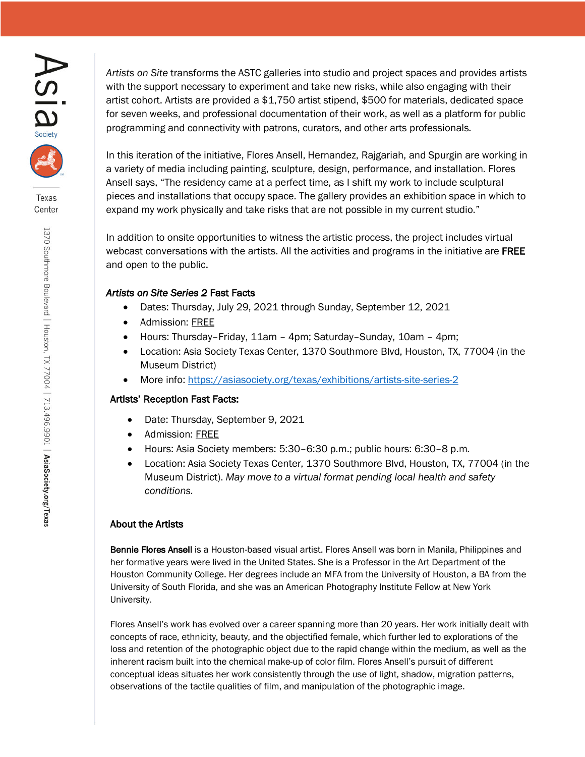*Artists on Site* transforms the ASTC galleries into studio and project spaces and provides artists with the support necessary to experiment and take new risks, while also engaging with their artist cohort. Artists are provided a $1,750 artist stipend, $500 for materials, dedicated space for seven weeks, and professional documentation of their work, as well as a platform for public programming and connectivity with patrons, curators, and other arts professionals.

In this iteration of the initiative, Flores Ansell, Hernandez, Rajgariah, and Spurgin are working in a variety of media including painting, sculpture, design, performance, and installation. Flores Ansell says, "The residency came at a perfect time, as I shift my work to include sculptural pieces and installations that occupy space. The gallery provides an exhibition space in which to expand my work physically and take risks that are not possible in my current studio."

In addition to onsite opportunities to witness the artistic process, the project includes virtual webcast conversations with the artists. All the activities and programs in the initiative are **FREE** and open to the public.

### *Artists on Site Series 2* Fast Facts

- Dates: Thursday, July 29, 2021 through Sunday, September 12, 2021
- Admission: FREE
- Hours: Thursday–Friday, 11am – 4pm; Saturday–Sunday, 10am – 4pm;
- Location: Asia Society Texas Center, 1370 Southmore Blvd, Houston, TX, 77004 (in the Museum District)
- More info: https://asiasociety.org/texas/exhibitions/artists-site-series-2

### Artists' Reception Fast Facts:

- Date: Thursday, September 9, 2021
- Admission: FREE
- Hours: Asia Society members: 5:30–6:30 p.m.; public hours: 6:30–8 p.m.
- Location: Asia Society Texas Center, 1370 Southmore Blvd, Houston, TX, 77004 (in the Museum District). *May move to a virtual format pending local health and safety conditions.*

### About the Artists

**Bennie Flores Ansell** is a Houston-based visual artist. Flores Ansell was born in Manila, Philippines and her formative years were lived in the United States. She is a Professor in the Art Department of the Houston Community College. Her degrees include an MFA from the University of Houston, a BA from the University of South Florida, and she was an American Photography Institute Fellow at New York University.

Flores Ansell's work has evolved over a career spanning more than 20 years. Her work initially dealt with concepts of race, ethnicity, beauty, and the objectified female, which further led to explorations of the loss and retention of the photographic object due to the rapid change within the medium, as well as the inherent racism built into the chemical make-up of color film. Flores Ansell's pursuit of different conceptual ideas situates her work consistently through the use of light, shadow, migration patterns, observations of the tactile qualities of film, and manipulation of the photographic image.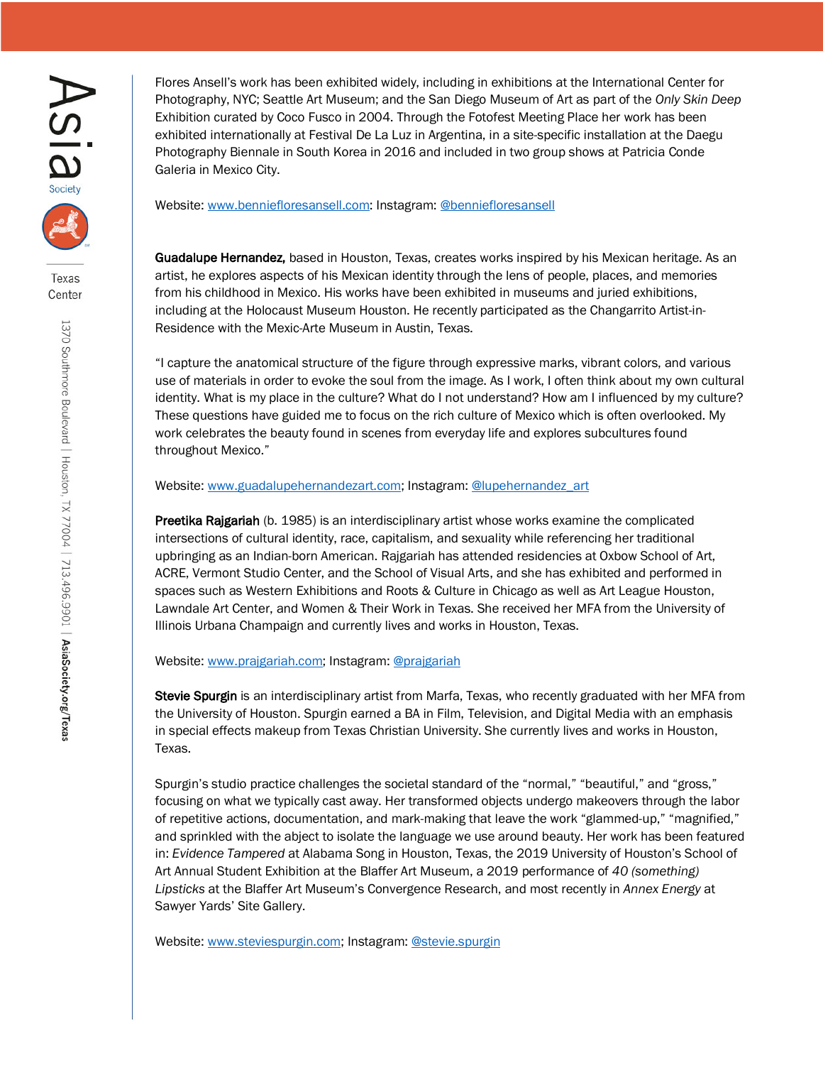Flores Ansell's work has been exhibited widely, including in exhibitions at the International Center for Photography, NYC; Seattle Art Museum; and the San Diego Museum of Art as part of the *Only Skin Deep* Exhibition curated by Coco Fusco in 2004. Through the Fotofest Meeting Place her work has been exhibited internationally at Festival De La Luz in Argentina, in a site-specific installation at the Daegu Photography Biennale in South Korea in 2016 and included in two group shows at Patricia Conde Galeria in Mexico City.

Website: [www.bennieforesansell.com](http://www.bennieforesansell.com): Instagram: [@bennieforesansell](https://www.instagram.com/bennieforesansell)

**Guadalupe Hernandez,** based in Houston, Texas, creates works inspired by his Mexican heritage. As an artist, he explores aspects of his Mexican identity through the lens of people, places, and memories from his childhood in Mexico. His works have been exhibited in museums and juried exhibitions, including at the Holocaust Museum Houston. He recently participated as the Changarrito Artist-in-Residence with the Mexic-Arte Museum in Austin, Texas.

"I capture the anatomical structure of the figure through expressive marks, vibrant colors, and various use of materials in order to evoke the soul from the image. As I work, I often think about my own cultural identity. What is my place in the culture? What do I not understand? How am I influenced by my culture? These questions have guided me to focus on the rich culture of Mexico which is often overlooked. My work celebrates the beauty found in scenes from everyday life and explores subcultures found throughout Mexico."

Website: [www.guadalupehernandezart.com](http://www.guadalupehernandezart.com); Instagram: [@lupehernandez_art](https://www.instagram.com/lupehernandez_art)

**Preetika Rajgariah** (b. 1985) is an interdisciplinary artist whose works examine the complicated intersections of cultural identity, race, capitalism, and sexuality while referencing her traditional upbringing as an Indian-born American. Rajgariah has attended residencies at Oxbow School of Art, ACRE, Vermont Studio Center, and the School of Visual Arts, and she has exhibited and performed in spaces such as Western Exhibitions and Roots & Culture in Chicago as well as Art League Houston, Lawndale Art Center, and Women & Their Work in Texas. She received her MFA from the University of Illinois Urbana Champaign and currently lives and works in Houston, Texas.

Website: [www.prajgariah.com](http://www.prajgariah.com); Instagram: [@prajgariah](https://www.instagram.com/prajgariah)

**Stevie Spurgin** is an interdisciplinary artist from Marfa, Texas, who recently graduated with her MFA from the University of Houston. Spurgin earned a BA in Film, Television, and Digital Media with an emphasis in special effects makeup from Texas Christian University. She currently lives and works in Houston, Texas.

Spurgin's studio practice challenges the societal standard of the "normal," "beautiful," and "gross," focusing on what we typically cast away. Her transformed objects undergo makeovers through the labor of repetitive actions, documentation, and mark-making that leave the work "glammed-up," "magnified," and sprinkled with the abject to isolate the language we use around beauty. Her work has been featured in: *Evidence Tampered* at Alabama Song in Houston, Texas, the 2019 University of Houston's School of Art Annual Student Exhibition at the Blaffer Art Museum, a 2019 performance of *40 (something) Lipsticks* at the Blaffer Art Museum's Convergence Research, and most recently in *Annex Energy* at Sawyer Yards' Site Gallery.

Website: [www.steviespurgin.com](http://www.steviespurgin.com); Instagram: [@stevie.spurgin](https://www.instagram.com/stevie.spurgin)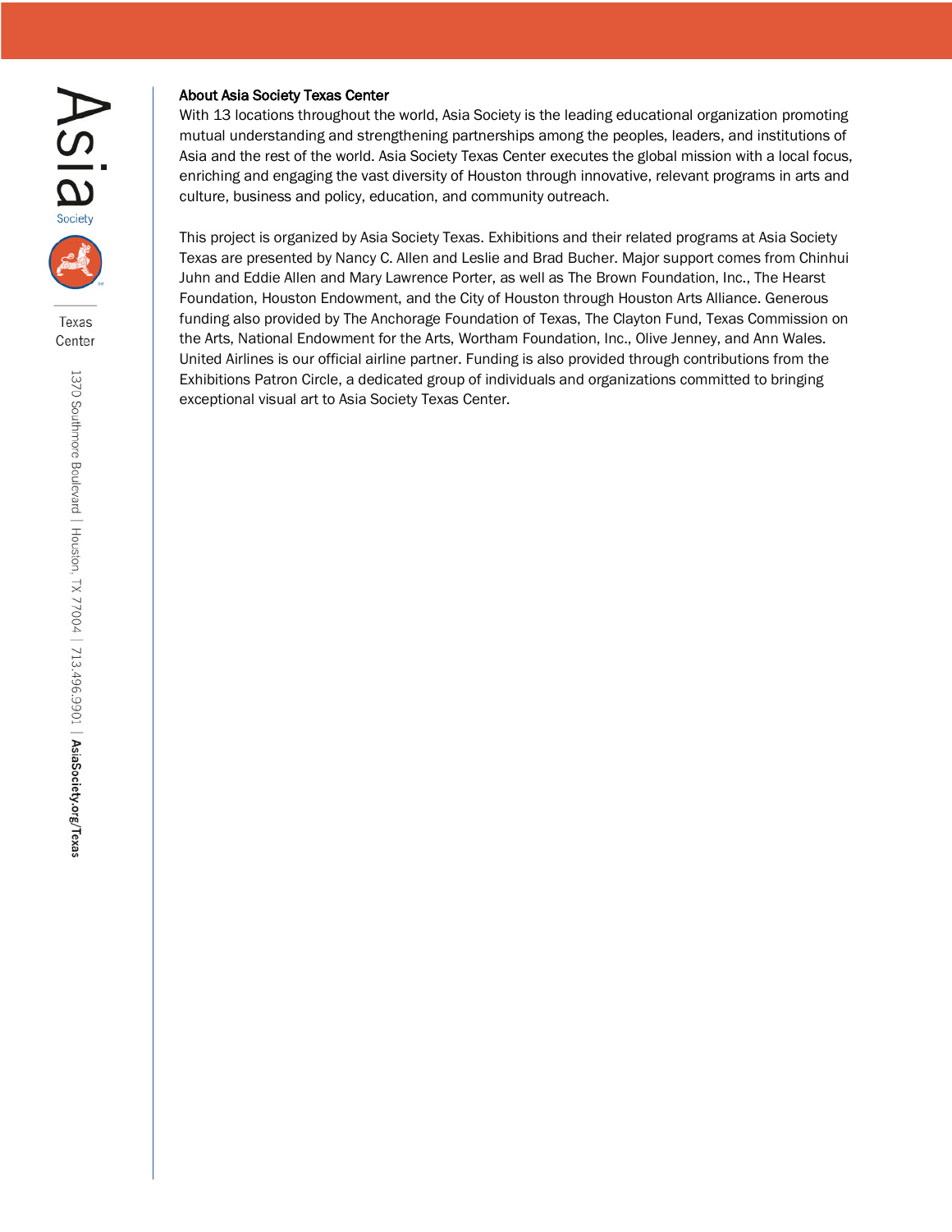**About Asia Society Texas Center**

With 13 locations throughout the world, Asia Society is the leading educational organization promoting mutual understanding and strengthening partnerships among the peoples, leaders, and institutions of Asia and the rest of the world. Asia Society Texas Center executes the global mission with a local focus, enriching and engaging the vast diversity of Houston through innovative, relevant programs in arts and culture, business and policy, education, and community outreach.

This project is organized by Asia Society Texas. Exhibitions and their related programs at Asia Society Texas are presented by Nancy C. Allen and Leslie and Brad Bucher. Major support comes from Chinhui Juhn and Eddie Allen and Mary Lawrence Porter, as well as The Brown Foundation, Inc., The Hearst Foundation, Houston Endowment, and the City of Houston through Houston Arts Alliance. Generous funding also provided by The Anchorage Foundation of Texas, The Clayton Fund, Texas Commission on the Arts, National Endowment for the Arts, Wortham Foundation, Inc., Olive Jenney, and Ann Wales. United Airlines is our official airline partner. Funding is also provided through contributions from the Exhibitions Patron Circle, a dedicated group of individuals and organizations committed to bringing exceptional visual art to Asia Society Texas Center.